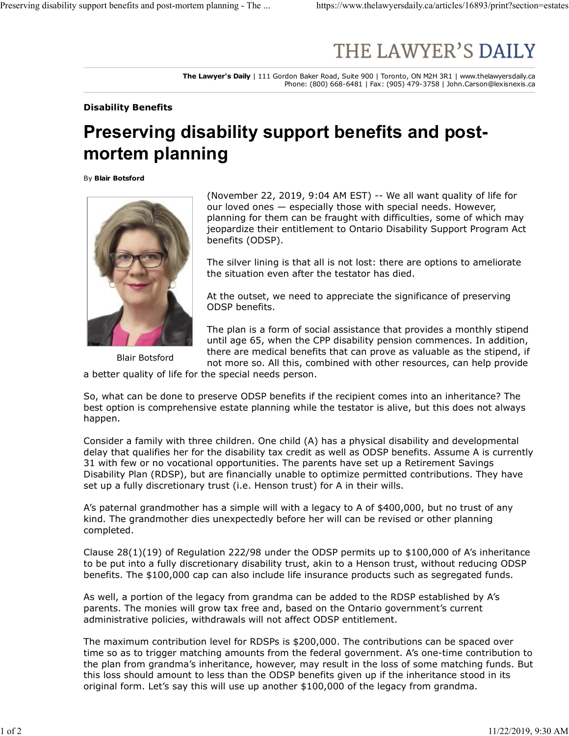# THE LAWYER'S DAILY

**The Lawyer's Daily** | 111 Gordon Baker Road, Suite 900 | Toronto, ON M2H 3R1 | www.thelawyersdaily.ca
Phone: (800) 668-6481 | Fax: (905) 479-3758 | John.Carson@lexisnexis.ca

**Disability Benefits**

# Preserving disability support benefits and post-mortem planning

By **Blair Botsford**

Blair Botsford

(November 22, 2019, 9:04 AM EST) -- We all want quality of life for our loved ones — especially those with special needs. However, planning for them can be fraught with difficulties, some of which may jeopardize their entitlement to Ontario Disability Support Program Act benefits (ODSP).

The silver lining is that all is not lost: there are options to ameliorate the situation even after the testator has died.

At the outset, we need to appreciate the significance of preserving ODSP benefits.

The plan is a form of social assistance that provides a monthly stipend until age 65, when the CPP disability pension commences. In addition, there are medical benefits that can prove as valuable as the stipend, if not more so. All this, combined with other resources, can help provide a better quality of life for the special needs person.

So, what can be done to preserve ODSP benefits if the recipient comes into an inheritance? The best option is comprehensive estate planning while the testator is alive, but this does not always happen.

Consider a family with three children. One child (A) has a physical disability and developmental delay that qualifies her for the disability tax credit as well as ODSP benefits. Assume A is currently 31 with few or no vocational opportunities. The parents have set up a Retirement Savings Disability Plan (RDSP), but are financially unable to optimize permitted contributions. They have set up a fully discretionary trust (i.e. Henson trust) for A in their wills.

A's paternal grandmother has a simple will with a legacy to A of $400,000, but no trust of any kind. The grandmother dies unexpectedly before her will can be revised or other planning completed.

Clause 28(1)(19) of Regulation 222/98 under the ODSP permits up to $100,000 of A's inheritance to be put into a fully discretionary disability trust, akin to a Henson trust, without reducing ODSP benefits. The $100,000 cap can also include life insurance products such as segregated funds.

As well, a portion of the legacy from grandma can be added to the RDSP established by A's parents. The monies will grow tax free and, based on the Ontario government's current administrative policies, withdrawals will not affect ODSP entitlement.

The maximum contribution level for RDSPs is $200,000. The contributions can be spaced over time so as to trigger matching amounts from the federal government. A's one-time contribution to the plan from grandma's inheritance, however, may result in the loss of some matching funds. But this loss should amount to less than the ODSP benefits given up if the inheritance stood in its original form. Let's say this will use up another $100,000 of the legacy from grandma.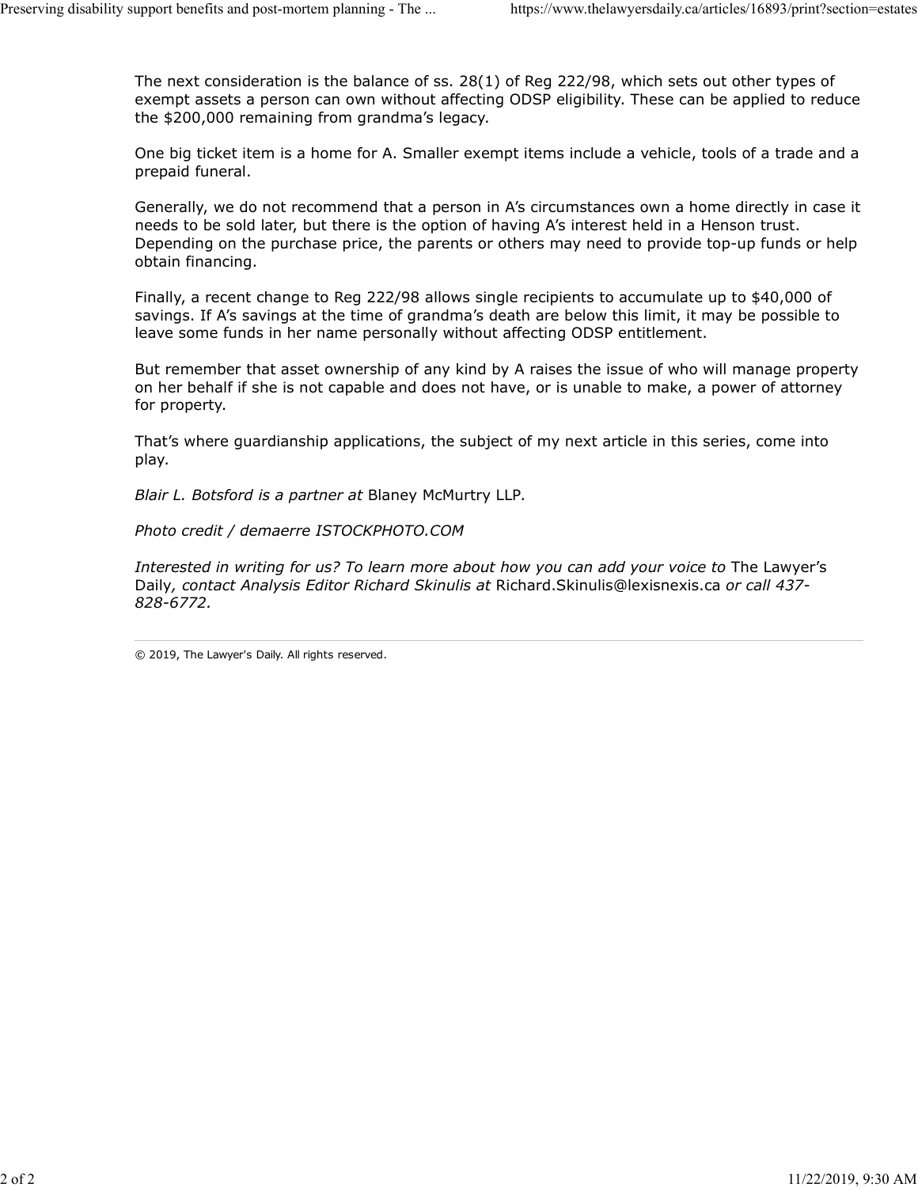The next consideration is the balance of ss. 28(1) of Reg 222/98, which sets out other types of exempt assets a person can own without affecting ODSP eligibility. These can be applied to reduce the $200,000 remaining from grandma's legacy.

One big ticket item is a home for A. Smaller exempt items include a vehicle, tools of a trade and a prepaid funeral.

Generally, we do not recommend that a person in A's circumstances own a home directly in case it needs to be sold later, but there is the option of having A's interest held in a Henson trust. Depending on the purchase price, the parents or others may need to provide top-up funds or help obtain financing.

Finally, a recent change to Reg 222/98 allows single recipients to accumulate up to $40,000 of savings. If A's savings at the time of grandma's death are below this limit, it may be possible to leave some funds in her name personally without affecting ODSP entitlement.

But remember that asset ownership of any kind by A raises the issue of who will manage property on her behalf if she is not capable and does not have, or is unable to make, a power of attorney for property.

That's where guardianship applications, the subject of my next article in this series, come into play.

*Blair L. Botsford is a partner at* Blaney McMurtry LLP*.*

*Photo credit / demaerre ISTOCKPHOTO.COM*

*Interested in writing for us? To learn more about how you can add your voice to* The Lawyer's Daily*, contact Analysis Editor Richard Skinulis at* Richard.Skinulis@lexisnexis.ca *or call 437-828-6772.*

© 2019, The Lawyer's Daily. All rights reserved.